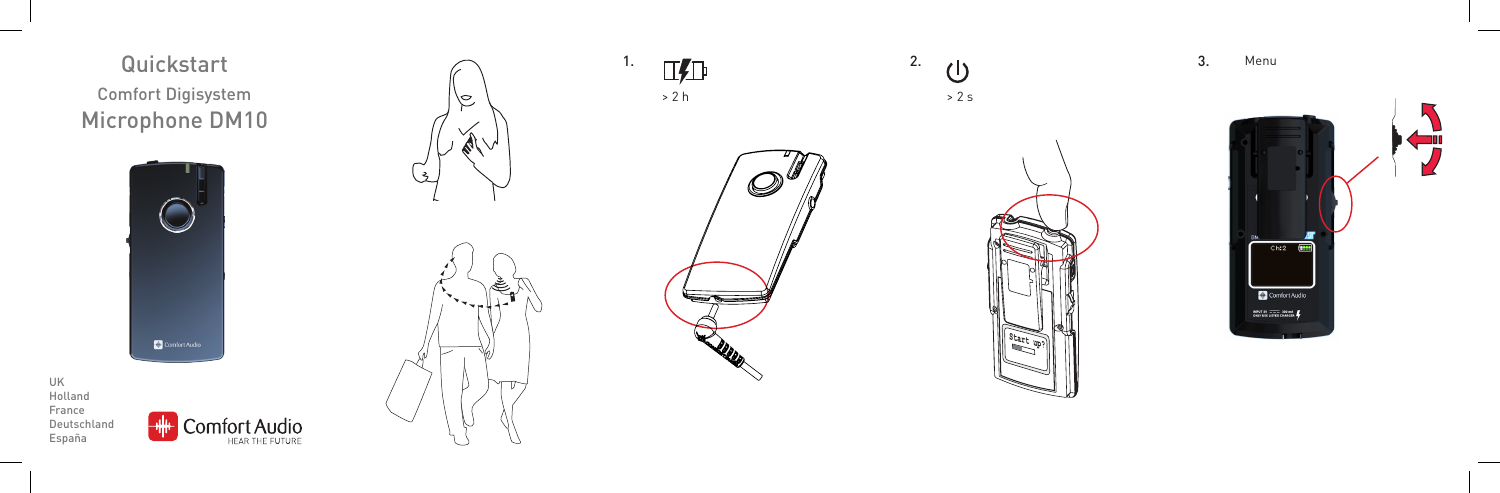# Quickstart

## Comfort Digisystem

## Microphone DM10

UK
Holland
France
Deutschland
España

Comfort Audio
HEAR THE FUTURE

1. > 2 h

2. > 2 s

3. Menu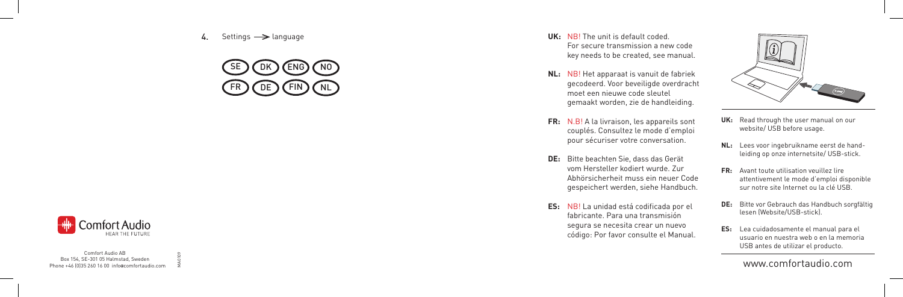4. Settings → language

SE DK ENG NO
FR DE FIN NL

Comfort Audio
HEAR THE FUTURE

Comfort Audio AB
Box 154, SE-301 05 Halmstad, Sweden
Phone +46 (0)35 260 16 00 info@comfortaudio.com

MA0109

**UK:** NB! The unit is default coded. For secure transmission a new code key needs to be created, see manual.

**NL:** NB! Het apparaat is vanuit de fabriek gecodeerd. Voor beveiligde overdracht moet een nieuwe code sleutel gemaakt worden, zie de handleiding.

**FR:** N.B! A la livraison, les appareils sont couplés. Consultez le mode d'emploi pour sécuriser votre conversation.

**DE:** Bitte beachten Sie, dass das Gerät vom Hersteller kodiert wurde. Zur Abhörsicherheit muss ein neuer Code gespeichert werden, siehe Handbuch.

**ES:** NB! La unidad está codificada por el fabricante. Para una transmisión segura se necesita crear un nuevo código: Por favor consulte el Manual.

**UK:** Read through the user manual on our website/ USB before usage.

**NL:** Lees voor ingebruikname eerst de handleiding op onze internetsite/ USB-stick.

**FR:** Avant toute utilisation veuillez lire attentivement le mode d'emploi disponible sur notre site Internet ou la clé USB.

**DE:** Bitte vor Gebrauch das Handbuch sorgfältig lesen (Website/USB-stick).

**ES:** Lea cuidadosamente el manual para el usuario en nuestra web o en la memoria USB antes de utilizar el producto.

www.comfortaudio.com